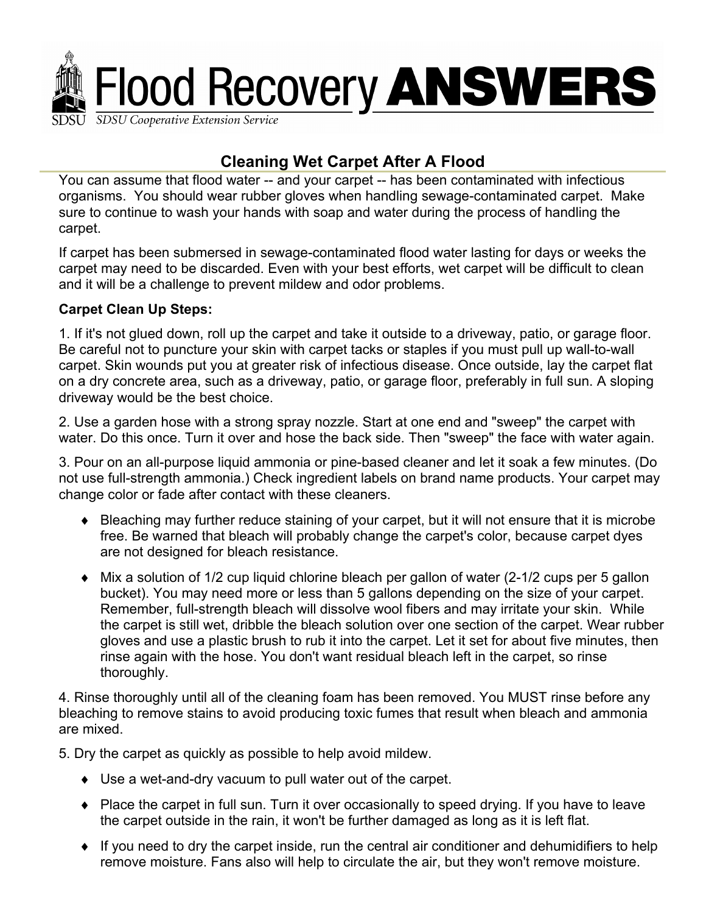# Flood Recovery ANSWERS

SDSU Cooperative Extension Service

## Cleaning Wet Carpet After A Flood

You can assume that flood water -- and your carpet -- has been contaminated with infectious organisms. You should wear rubber gloves when handling sewage-contaminated carpet. Make sure to continue to wash your hands with soap and water during the process of handling the carpet.

If carpet has been submersed in sewage-contaminated flood water lasting for days or weeks the carpet may need to be discarded. Even with your best efforts, wet carpet will be difficult to clean and it will be a challenge to prevent mildew and odor problems.

**Carpet Clean Up Steps:**

1. If it's not glued down, roll up the carpet and take it outside to a driveway, patio, or garage floor. Be careful not to puncture your skin with carpet tacks or staples if you must pull up wall-to-wall carpet. Skin wounds put you at greater risk of infectious disease. Once outside, lay the carpet flat on a dry concrete area, such as a driveway, patio, or garage floor, preferably in full sun. A sloping driveway would be the best choice.

2. Use a garden hose with a strong spray nozzle. Start at one end and "sweep" the carpet with water. Do this once. Turn it over and hose the back side. Then "sweep" the face with water again.

3. Pour on an all-purpose liquid ammonia or pine-based cleaner and let it soak a few minutes. (Do not use full-strength ammonia.) Check ingredient labels on brand name products. Your carpet may change color or fade after contact with these cleaners.

   - Bleaching may further reduce staining of your carpet, but it will not ensure that it is microbe free. Be warned that bleach will probably change the carpet's color, because carpet dyes are not designed for bleach resistance.
   - Mix a solution of 1/2 cup liquid chlorine bleach per gallon of water (2-1/2 cups per 5 gallon bucket). You may need more or less than 5 gallons depending on the size of your carpet. Remember, full-strength bleach will dissolve wool fibers and may irritate your skin. While the carpet is still wet, dribble the bleach solution over one section of the carpet. Wear rubber gloves and use a plastic brush to rub it into the carpet. Let it set for about five minutes, then rinse again with the hose. You don't want residual bleach left in the carpet, so rinse thoroughly.

4. Rinse thoroughly until all of the cleaning foam has been removed. You MUST rinse before any bleaching to remove stains to avoid producing toxic fumes that result when bleach and ammonia are mixed.

5. Dry the carpet as quickly as possible to help avoid mildew.

   - Use a wet-and-dry vacuum to pull water out of the carpet.
   - Place the carpet in full sun. Turn it over occasionally to speed drying. If you have to leave the carpet outside in the rain, it won't be further damaged as long as it is left flat.
   - If you need to dry the carpet inside, run the central air conditioner and dehumidifiers to help remove moisture. Fans also will help to circulate the air, but they won't remove moisture.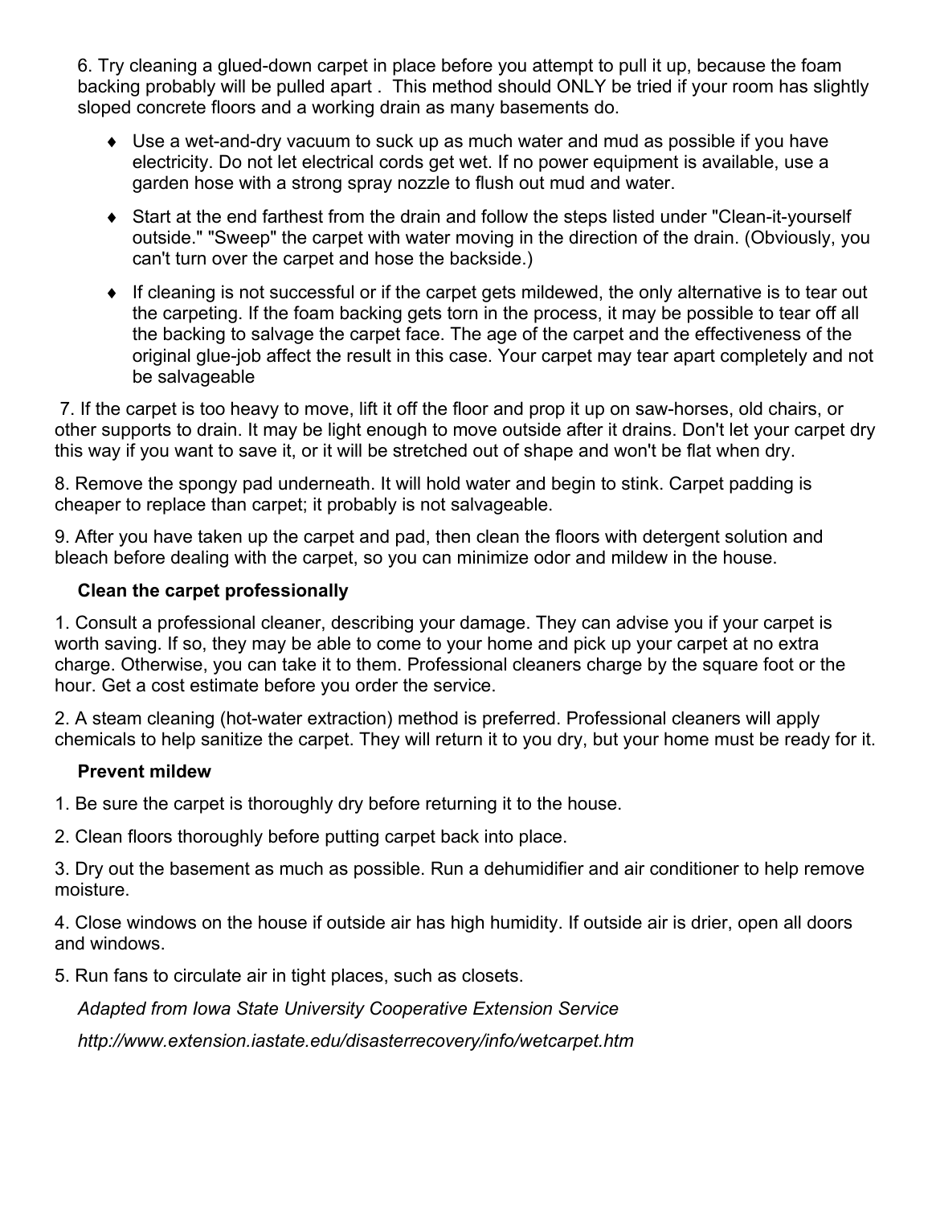6. Try cleaning a glued-down carpet in place before you attempt to pull it up, because the foam backing probably will be pulled apart . This method should ONLY be tried if your room has slightly sloped concrete floors and a working drain as many basements do.

- Use a wet-and-dry vacuum to suck up as much water and mud as possible if you have electricity. Do not let electrical cords get wet. If no power equipment is available, use a garden hose with a strong spray nozzle to flush out mud and water.
- Start at the end farthest from the drain and follow the steps listed under "Clean-it-yourself outside." "Sweep" the carpet with water moving in the direction of the drain. (Obviously, you can't turn over the carpet and hose the backside.)
- If cleaning is not successful or if the carpet gets mildewed, the only alternative is to tear out the carpeting. If the foam backing gets torn in the process, it may be possible to tear off all the backing to salvage the carpet face. The age of the carpet and the effectiveness of the original glue-job affect the result in this case. Your carpet may tear apart completely and not be salvageable

7. If the carpet is too heavy to move, lift it off the floor and prop it up on saw-horses, old chairs, or other supports to drain. It may be light enough to move outside after it drains. Don't let your carpet dry this way if you want to save it, or it will be stretched out of shape and won't be flat when dry.

8. Remove the spongy pad underneath. It will hold water and begin to stink. Carpet padding is cheaper to replace than carpet; it probably is not salvageable.

9. After you have taken up the carpet and pad, then clean the floors with detergent solution and bleach before dealing with the carpet, so you can minimize odor and mildew in the house.

**Clean the carpet professionally**

1. Consult a professional cleaner, describing your damage. They can advise you if your carpet is worth saving. If so, they may be able to come to your home and pick up your carpet at no extra charge. Otherwise, you can take it to them. Professional cleaners charge by the square foot or the hour. Get a cost estimate before you order the service.

2. A steam cleaning (hot-water extraction) method is preferred. Professional cleaners will apply chemicals to help sanitize the carpet. They will return it to you dry, but your home must be ready for it.

**Prevent mildew**

1. Be sure the carpet is thoroughly dry before returning it to the house.

2. Clean floors thoroughly before putting carpet back into place.

3. Dry out the basement as much as possible. Run a dehumidifier and air conditioner to help remove moisture.

4. Close windows on the house if outside air has high humidity. If outside air is drier, open all doors and windows.

5. Run fans to circulate air in tight places, such as closets.

*Adapted from Iowa State University Cooperative Extension Service*

*http://www.extension.iastate.edu/disasterrecovery/info/wetcarpet.htm*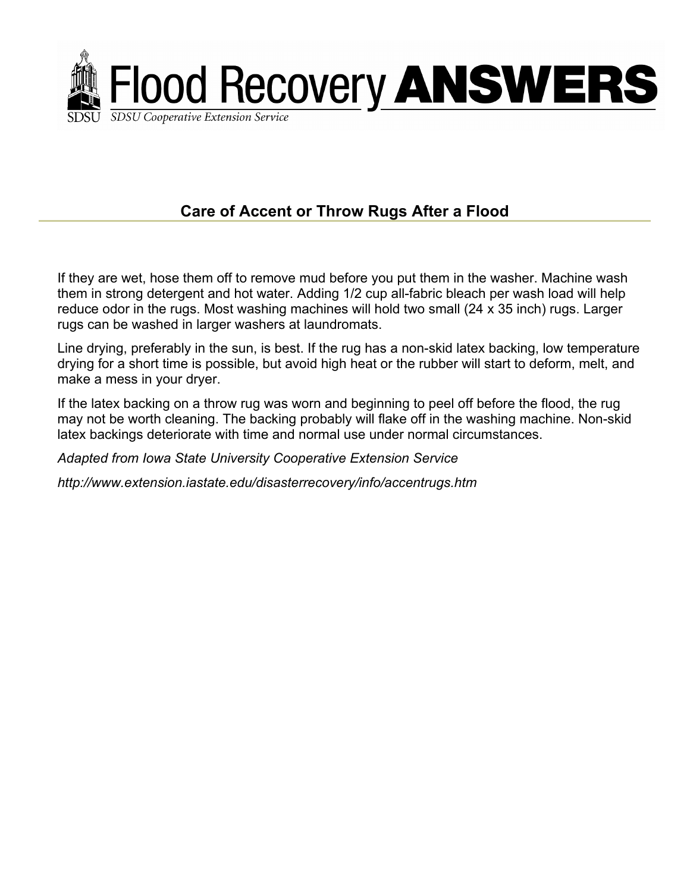# Flood Recovery ANSWERS

SDSU Cooperative Extension Service

## Care of Accent or Throw Rugs After a Flood

If they are wet, hose them off to remove mud before you put them in the washer. Machine wash them in strong detergent and hot water. Adding 1/2 cup all-fabric bleach per wash load will help reduce odor in the rugs. Most washing machines will hold two small (24 x 35 inch) rugs. Larger rugs can be washed in larger washers at laundromats.

Line drying, preferably in the sun, is best. If the rug has a non-skid latex backing, low temperature drying for a short time is possible, but avoid high heat or the rubber will start to deform, melt, and make a mess in your dryer.

If the latex backing on a throw rug was worn and beginning to peel off before the flood, the rug may not be worth cleaning. The backing probably will flake off in the washing machine. Non-skid latex backings deteriorate with time and normal use under normal circumstances.

*Adapted from Iowa State University Cooperative Extension Service*

*http://www.extension.iastate.edu/disasterrecovery/info/accentrugs.htm*